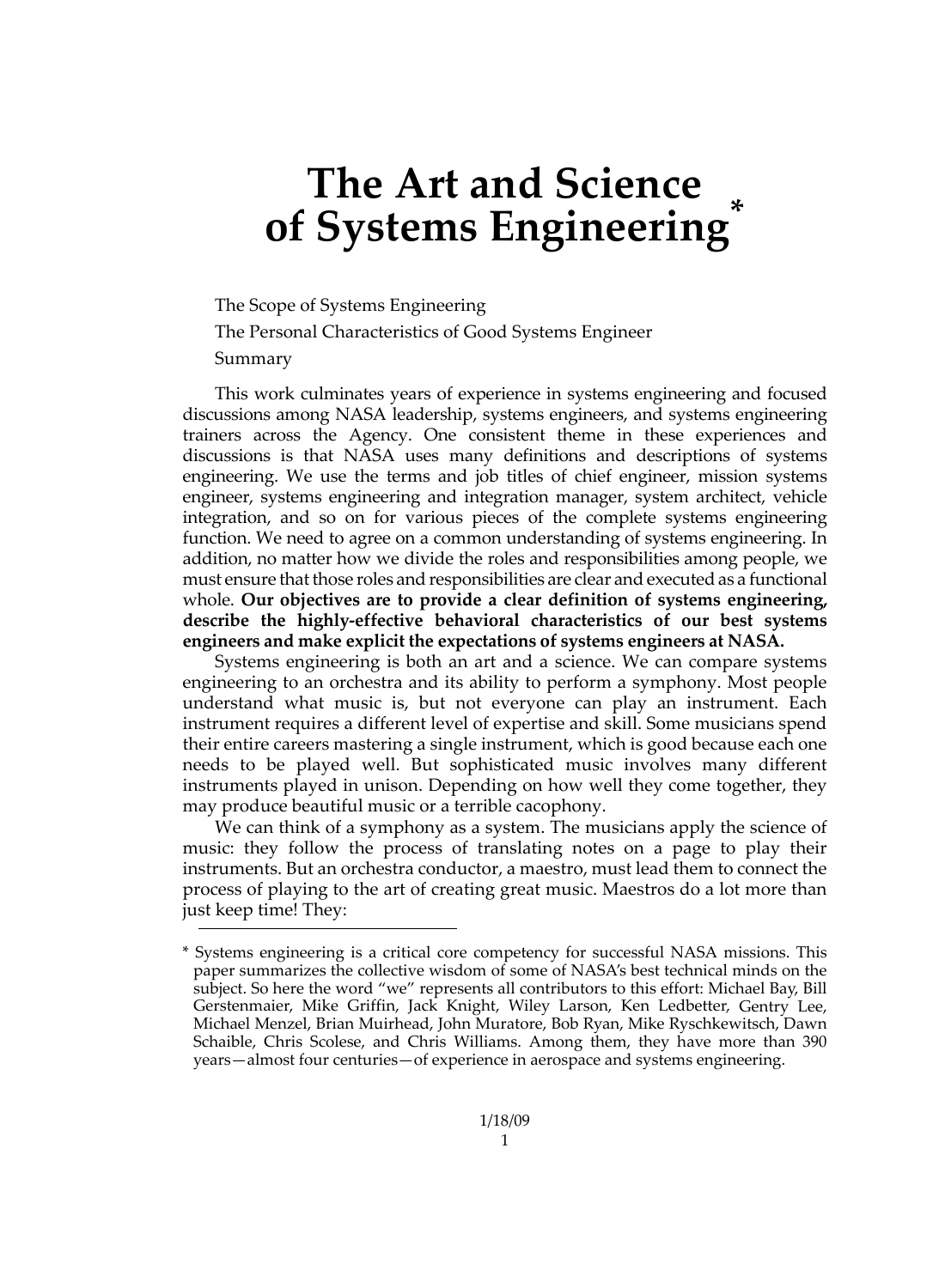# The Art and Science of Systems Engineering*

The Scope of Systems Engineering

The Personal Characteristics of Good Systems Engineer

Summary

This work culminates years of experience in systems engineering and focused discussions among NASA leadership, systems engineers, and systems engineering trainers across the Agency. One consistent theme in these experiences and discussions is that NASA uses many definitions and descriptions of systems engineering. We use the terms and job titles of chief engineer, mission systems engineer, systems engineering and integration manager, system architect, vehicle integration, and so on for various pieces of the complete systems engineering function. We need to agree on a common understanding of systems engineering. In addition, no matter how we divide the roles and responsibilities among people, we must ensure that those roles and responsibilities are clear and executed as a functional whole. **Our objectives are to provide a clear definition of systems engineering, describe the highly-effective behavioral characteristics of our best systems engineers and make explicit the expectations of systems engineers at NASA.**

Systems engineering is both an art and a science. We can compare systems engineering to an orchestra and its ability to perform a symphony. Most people understand what music is, but not everyone can play an instrument. Each instrument requires a different level of expertise and skill. Some musicians spend their entire careers mastering a single instrument, which is good because each one needs to be played well. But sophisticated music involves many different instruments played in unison. Depending on how well they come together, they may produce beautiful music or a terrible cacophony.

We can think of a symphony as a system. The musicians apply the science of music: they follow the process of translating notes on a page to play their instruments. But an orchestra conductor, a maestro, must lead them to connect the process of playing to the art of creating great music. Maestros do a lot more than just keep time! They:

\* Systems engineering is a critical core competency for successful NASA missions. This paper summarizes the collective wisdom of some of NASA's best technical minds on the subject. So here the word "we" represents all contributors to this effort: Michael Bay, Bill Gerstenmaier, Mike Griffin, Jack Knight, Wiley Larson, Ken Ledbetter, Gentry Lee, Michael Menzel, Brian Muirhead, John Muratore, Bob Ryan, Mike Ryschkewitsch, Dawn Schaible, Chris Scolese, and Chris Williams. Among them, they have more than 390 years—almost four centuries—of experience in aerospace and systems engineering.

1/18/09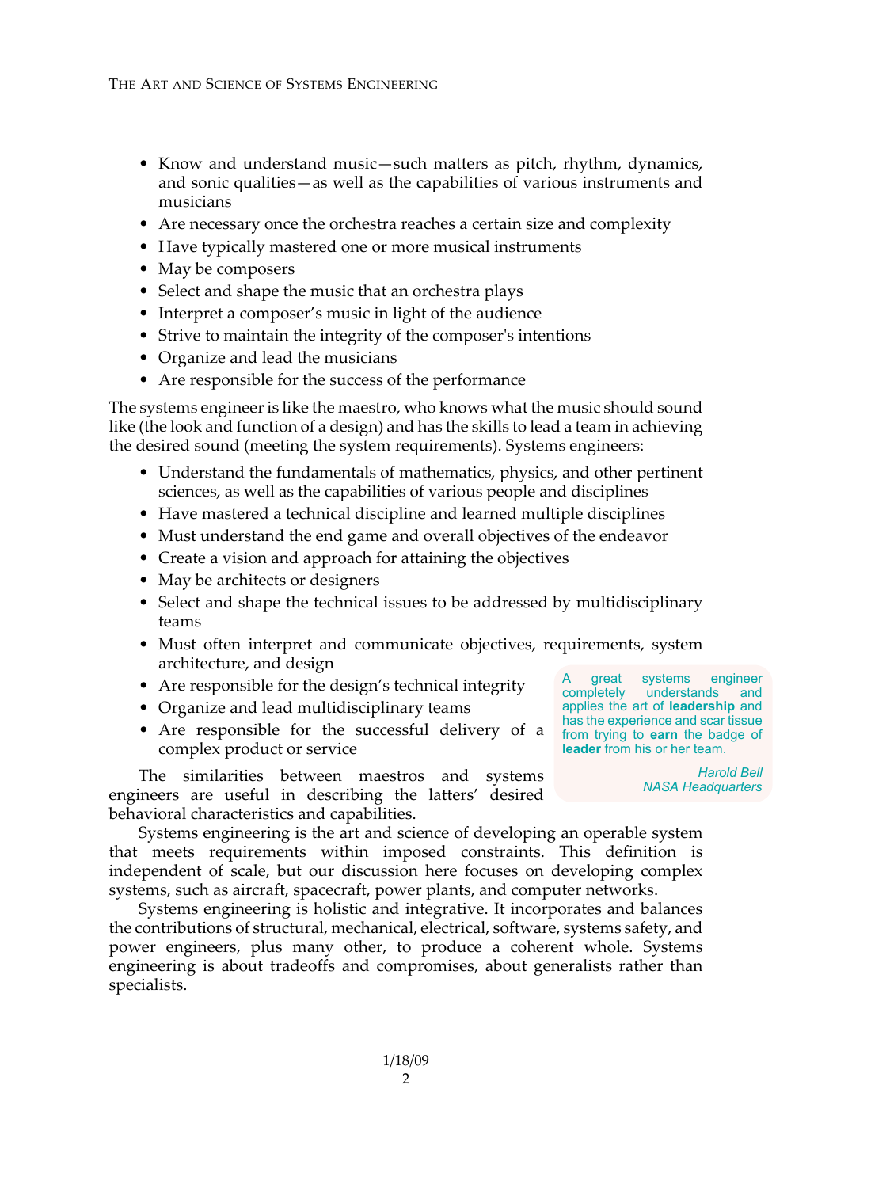- Know and understand music—such matters as pitch, rhythm, dynamics, and sonic qualities—as well as the capabilities of various instruments and musicians
- Are necessary once the orchestra reaches a certain size and complexity
- Have typically mastered one or more musical instruments
- May be composers
- Select and shape the music that an orchestra plays
- Interpret a composer's music in light of the audience
- Strive to maintain the integrity of the composer's intentions
- Organize and lead the musicians
- Are responsible for the success of the performance

The systems engineer is like the maestro, who knows what the music should sound like (the look and function of a design) and has the skills to lead a team in achieving the desired sound (meeting the system requirements). Systems engineers:

- Understand the fundamentals of mathematics, physics, and other pertinent sciences, as well as the capabilities of various people and disciplines
- Have mastered a technical discipline and learned multiple disciplines
- Must understand the end game and overall objectives of the endeavor
- Create a vision and approach for attaining the objectives
- May be architects or designers
- Select and shape the technical issues to be addressed by multidisciplinary teams
- Must often interpret and communicate objectives, requirements, system architecture, and design
- Are responsible for the design's technical integrity
- Organize and lead multidisciplinary teams
- Are responsible for the successful delivery of a complex product or service

> A great systems engineer completely understands and applies the art of **leadership** and has the experience and scar tissue from trying to **earn** the badge of **leader** from his or her team.
>
> *Harold Bell*
> *NASA Headquarters*

The similarities between maestros and systems engineers are useful in describing the latters' desired behavioral characteristics and capabilities.

Systems engineering is the art and science of developing an operable system that meets requirements within imposed constraints. This definition is independent of scale, but our discussion here focuses on developing complex systems, such as aircraft, spacecraft, power plants, and computer networks.

Systems engineering is holistic and integrative. It incorporates and balances the contributions of structural, mechanical, electrical, software, systems safety, and power engineers, plus many other, to produce a coherent whole. Systems engineering is about tradeoffs and compromises, about generalists rather than specialists.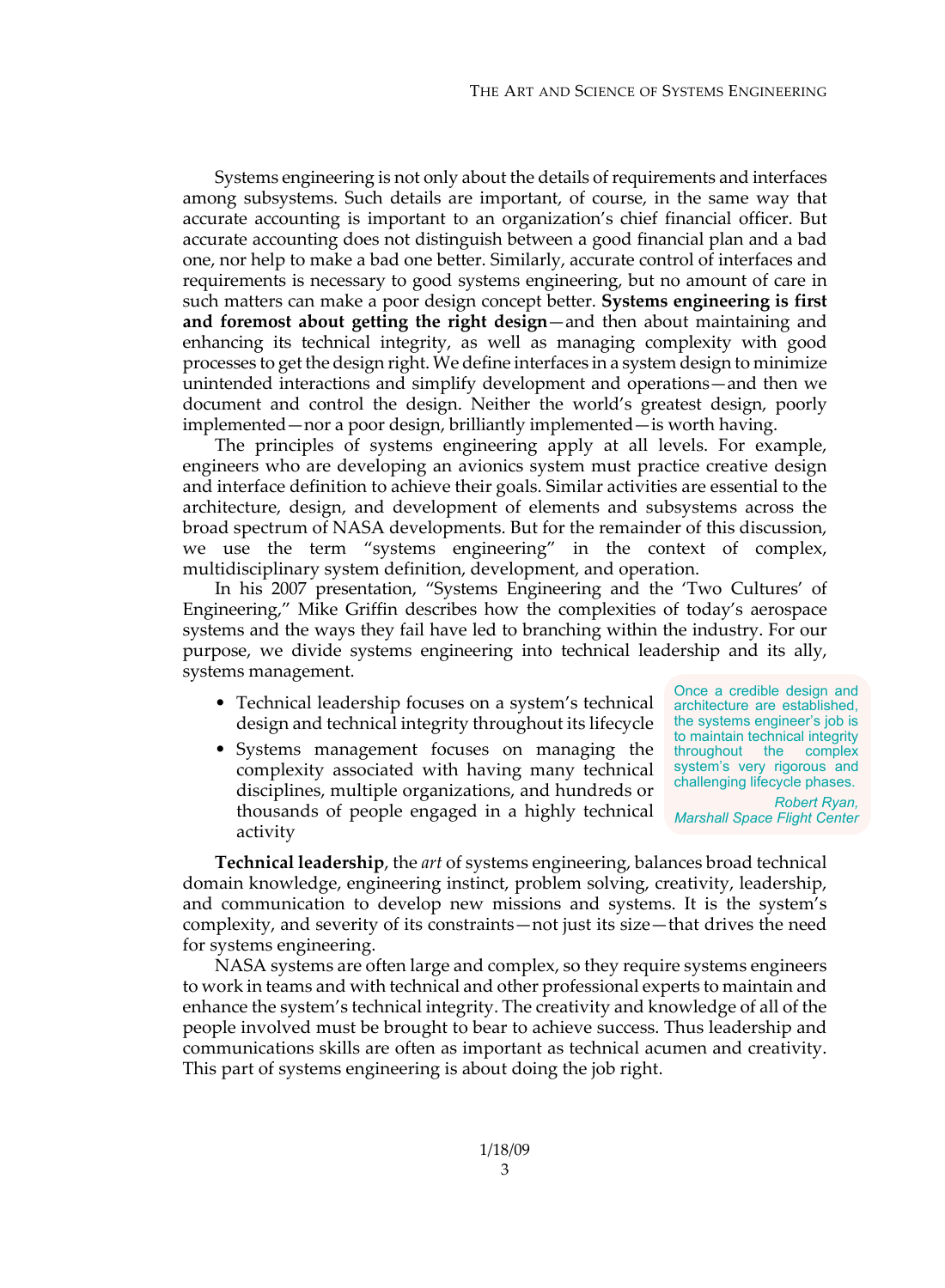Systems engineering is not only about the details of requirements and interfaces among subsystems. Such details are important, of course, in the same way that accurate accounting is important to an organization's chief financial officer. But accurate accounting does not distinguish between a good financial plan and a bad one, nor help to make a bad one better. Similarly, accurate control of interfaces and requirements is necessary to good systems engineering, but no amount of care in such matters can make a poor design concept better. **Systems engineering is first and foremost about getting the right design**—and then about maintaining and enhancing its technical integrity, as well as managing complexity with good processes to get the design right. We define interfaces in a system design to minimize unintended interactions and simplify development and operations—and then we document and control the design. Neither the world's greatest design, poorly implemented—nor a poor design, brilliantly implemented—is worth having.

The principles of systems engineering apply at all levels. For example, engineers who are developing an avionics system must practice creative design and interface definition to achieve their goals. Similar activities are essential to the architecture, design, and development of elements and subsystems across the broad spectrum of NASA developments. But for the remainder of this discussion, we use the term "systems engineering" in the context of complex, multidisciplinary system definition, development, and operation.

In his 2007 presentation, "Systems Engineering and the 'Two Cultures' of Engineering," Mike Griffin describes how the complexities of today's aerospace systems and the ways they fail have led to branching within the industry. For our purpose, we divide systems engineering into technical leadership and its ally, systems management.

- Technical leadership focuses on a system's technical design and technical integrity throughout its lifecycle
- Systems management focuses on managing the complexity associated with having many technical disciplines, multiple organizations, and hundreds or thousands of people engaged in a highly technical activity

> Once a credible design and architecture are established, the systems engineer's job is to maintain technical integrity throughout the complex system's very rigorous and challenging lifecycle phases.
>
> *Robert Ryan, Marshall Space Flight Center*

**Technical leadership**, the *art* of systems engineering, balances broad technical domain knowledge, engineering instinct, problem solving, creativity, leadership, and communication to develop new missions and systems. It is the system's complexity, and severity of its constraints—not just its size—that drives the need for systems engineering.

NASA systems are often large and complex, so they require systems engineers to work in teams and with technical and other professional experts to maintain and enhance the system's technical integrity. The creativity and knowledge of all of the people involved must be brought to bear to achieve success. Thus leadership and communications skills are often as important as technical acumen and creativity. This part of systems engineering is about doing the job right.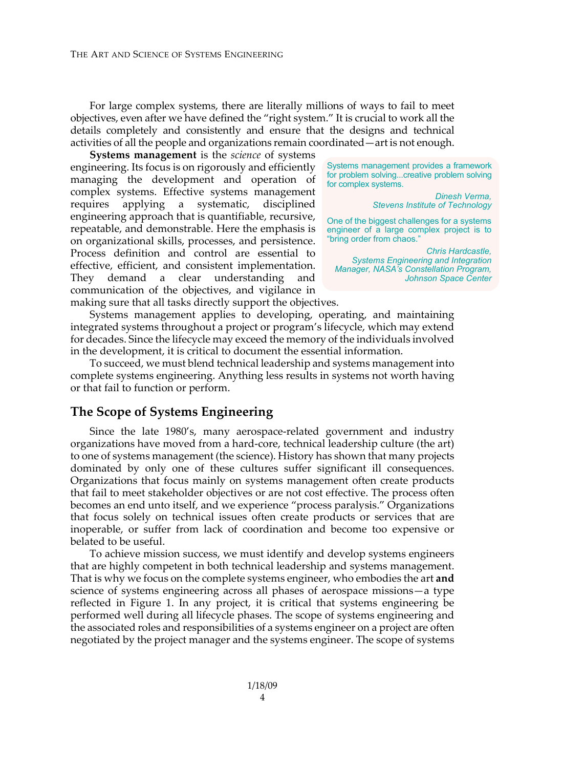For large complex systems, there are literally millions of ways to fail to meet objectives, even after we have defined the "right system." It is crucial to work all the details completely and consistently and ensure that the designs and technical activities of all the people and organizations remain coordinated—art is not enough.

**Systems management** is the *science* of systems engineering. Its focus is on rigorously and efficiently managing the development and operation of complex systems. Effective systems management requires applying a systematic, disciplined engineering approach that is quantifiable, recursive, repeatable, and demonstrable. Here the emphasis is on organizational skills, processes, and persistence. Process definition and control are essential to effective, efficient, and consistent implementation. They demand a clear understanding and communication of the objectives, and vigilance in making sure that all tasks directly support the objectives.

> Systems management provides a framework for problem solving...creative problem solving for complex systems.
>
> *Dinesh Verma, Stevens Institute of Technology*
>
> One of the biggest challenges for a systems engineer of a large complex project is to "bring order from chaos."
>
> *Chris Hardcastle, Systems Engineering and Integration Manager, NASA's Constellation Program, Johnson Space Center*

Systems management applies to developing, operating, and maintaining integrated systems throughout a project or program's lifecycle, which may extend for decades. Since the lifecycle may exceed the memory of the individuals involved in the development, it is critical to document the essential information.

To succeed, we must blend technical leadership and systems management into complete systems engineering. Anything less results in systems not worth having or that fail to function or perform.

## The Scope of Systems Engineering

Since the late 1980's, many aerospace-related government and industry organizations have moved from a hard-core, technical leadership culture (the art) to one of systems management (the science). History has shown that many projects dominated by only one of these cultures suffer significant ill consequences. Organizations that focus mainly on systems management often create products that fail to meet stakeholder objectives or are not cost effective. The process often becomes an end unto itself, and we experience "process paralysis." Organizations that focus solely on technical issues often create products or services that are inoperable, or suffer from lack of coordination and become too expensive or belated to be useful.

To achieve mission success, we must identify and develop systems engineers that are highly competent in both technical leadership and systems management. That is why we focus on the complete systems engineer, who embodies the art **and** science of systems engineering across all phases of aerospace missions—a type reflected in Figure 1. In any project, it is critical that systems engineering be performed well during all lifecycle phases. The scope of systems engineering and the associated roles and responsibilities of a systems engineer on a project are often negotiated by the project manager and the systems engineer. The scope of systems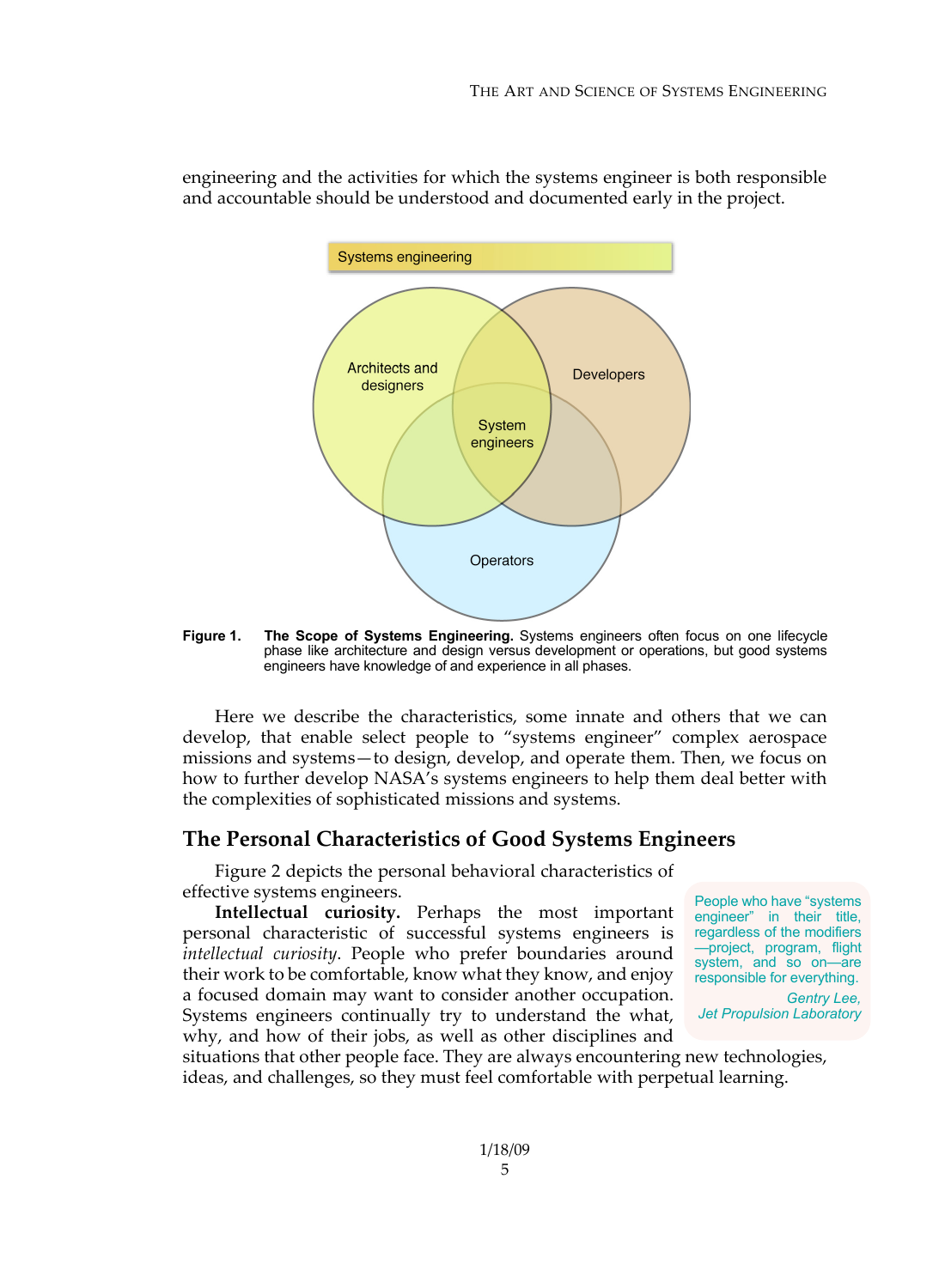engineering and the activities for which the systems engineer is both responsible and accountable should be understood and documented early in the project.

**Figure 1.** **The Scope of Systems Engineering.** Systems engineers often focus on one lifecycle phase like architecture and design versus development or operations, but good systems engineers have knowledge of and experience in all phases.

Here we describe the characteristics, some innate and others that we can develop, that enable select people to "systems engineer" complex aerospace missions and systems—to design, develop, and operate them. Then, we focus on how to further develop NASA's systems engineers to help them deal better with the complexities of sophisticated missions and systems.

## The Personal Characteristics of Good Systems Engineers

Figure 2 depicts the personal behavioral characteristics of effective systems engineers.

> People who have "systems engineer" in their title, regardless of the modifiers—project, program, flight system, and so on—are responsible for everything.
>
> *Gentry Lee, Jet Propulsion Laboratory*

**Intellectual curiosity.** Perhaps the most important personal characteristic of successful systems engineers is *intellectual curiosity*. People who prefer boundaries around their work to be comfortable, know what they know, and enjoy a focused domain may want to consider another occupation. Systems engineers continually try to understand the what, why, and how of their jobs, as well as other disciplines and situations that other people face. They are always encountering new technologies, ideas, and challenges, so they must feel comfortable with perpetual learning.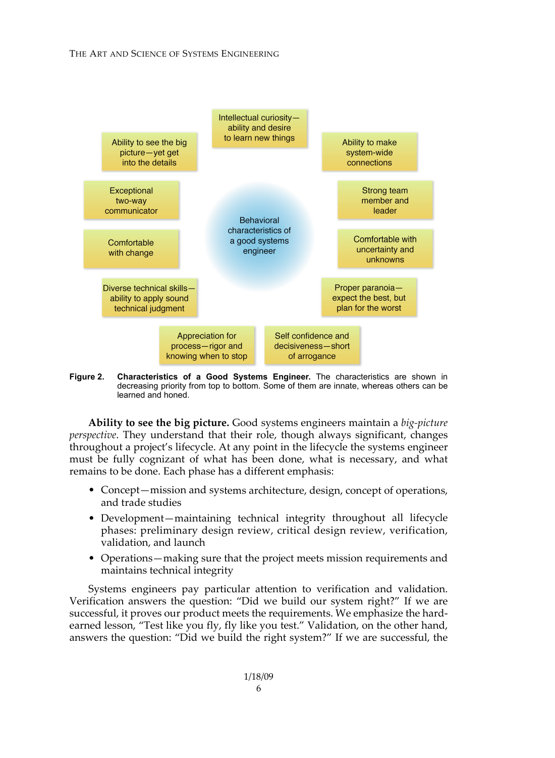Intellectual curiosity—ability and desire to learn new things

Ability to see the big picture—yet get into the details

Ability to make system-wide connections

Exceptional two-way communicator

Strong team member and leader

Behavioral characteristics of a good systems engineer

Comfortable with change

Comfortable with uncertainty and unknowns

Diverse technical skills—ability to apply sound technical judgment

Proper paranoia—expect the best, but plan for the worst

Appreciation for process—rigor and knowing when to stop

Self confidence and decisiveness—short of arrogance

**Figure 2. Characteristics of a Good Systems Engineer.** The characteristics are shown in decreasing priority from top to bottom. Some of them are innate, whereas others can be learned and honed.

**Ability to see the big picture.** Good systems engineers maintain a *big-picture perspective*. They understand that their role, though always significant, changes throughout a project's lifecycle. At any point in the lifecycle the systems engineer must be fully cognizant of what has been done, what is necessary, and what remains to be done. Each phase has a different emphasis:

- Concept—mission and systems architecture, design, concept of operations, and trade studies
- Development—maintaining technical integrity throughout all lifecycle phases: preliminary design review, critical design review, verification, validation, and launch
- Operations—making sure that the project meets mission requirements and maintains technical integrity

Systems engineers pay particular attention to verification and validation. Verification answers the question: "Did we build our system right?" If we are successful, it proves our product meets the requirements. We emphasize the hard-earned lesson, "Test like you fly, fly like you test." Validation, on the other hand, answers the question: "Did we build the right system?" If we are successful, the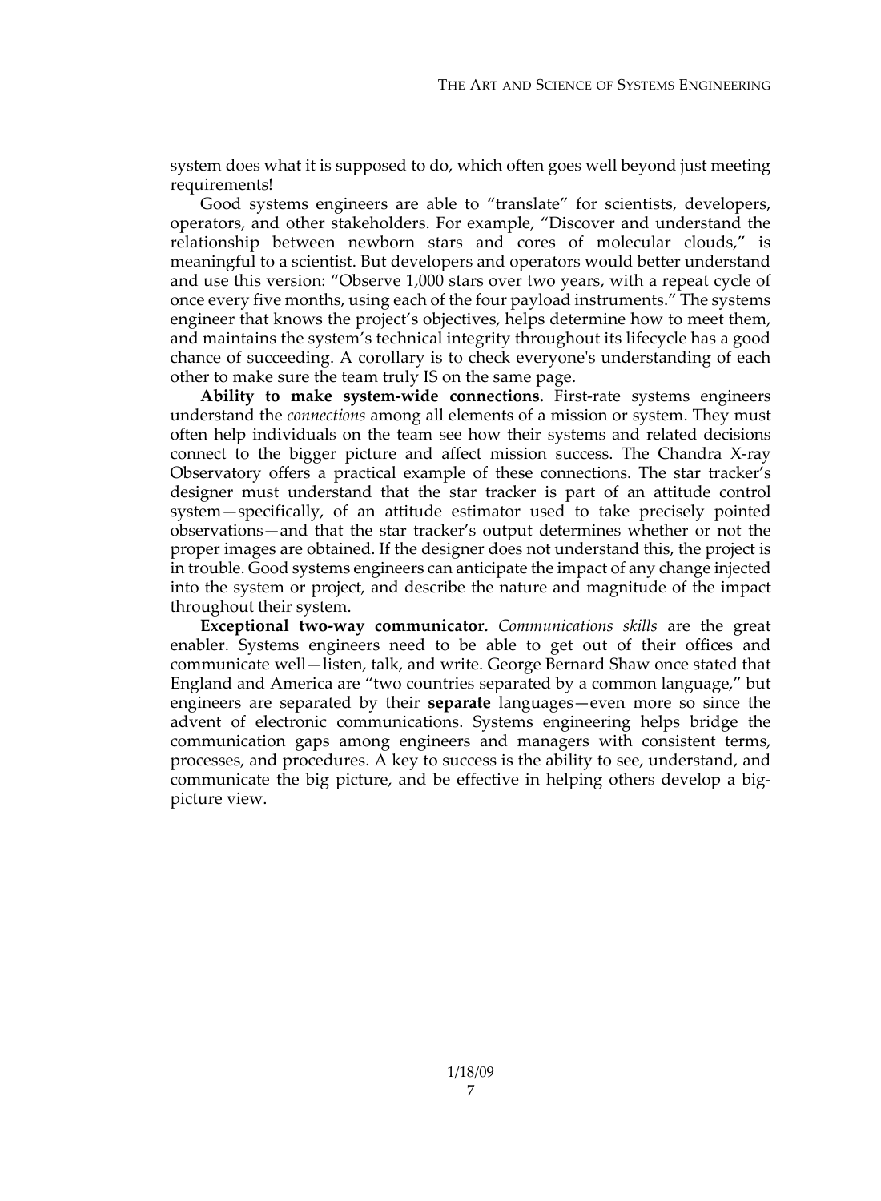system does what it is supposed to do, which often goes well beyond just meeting requirements!

Good systems engineers are able to "translate" for scientists, developers, operators, and other stakeholders. For example, "Discover and understand the relationship between newborn stars and cores of molecular clouds," is meaningful to a scientist. But developers and operators would better understand and use this version: "Observe 1,000 stars over two years, with a repeat cycle of once every five months, using each of the four payload instruments." The systems engineer that knows the project's objectives, helps determine how to meet them, and maintains the system's technical integrity throughout its lifecycle has a good chance of succeeding. A corollary is to check everyone's understanding of each other to make sure the team truly IS on the same page.

**Ability to make system-wide connections.** First-rate systems engineers understand the *connections* among all elements of a mission or system. They must often help individuals on the team see how their systems and related decisions connect to the bigger picture and affect mission success. The Chandra X-ray Observatory offers a practical example of these connections. The star tracker's designer must understand that the star tracker is part of an attitude control system—specifically, of an attitude estimator used to take precisely pointed observations—and that the star tracker's output determines whether or not the proper images are obtained. If the designer does not understand this, the project is in trouble. Good systems engineers can anticipate the impact of any change injected into the system or project, and describe the nature and magnitude of the impact throughout their system.

**Exceptional two-way communicator.** *Communications skills* are the great enabler. Systems engineers need to be able to get out of their offices and communicate well—listen, talk, and write. George Bernard Shaw once stated that England and America are "two countries separated by a common language," but engineers are separated by their **separate** languages—even more so since the advent of electronic communications. Systems engineering helps bridge the communication gaps among engineers and managers with consistent terms, processes, and procedures. A key to success is the ability to see, understand, and communicate the big picture, and be effective in helping others develop a big-picture view.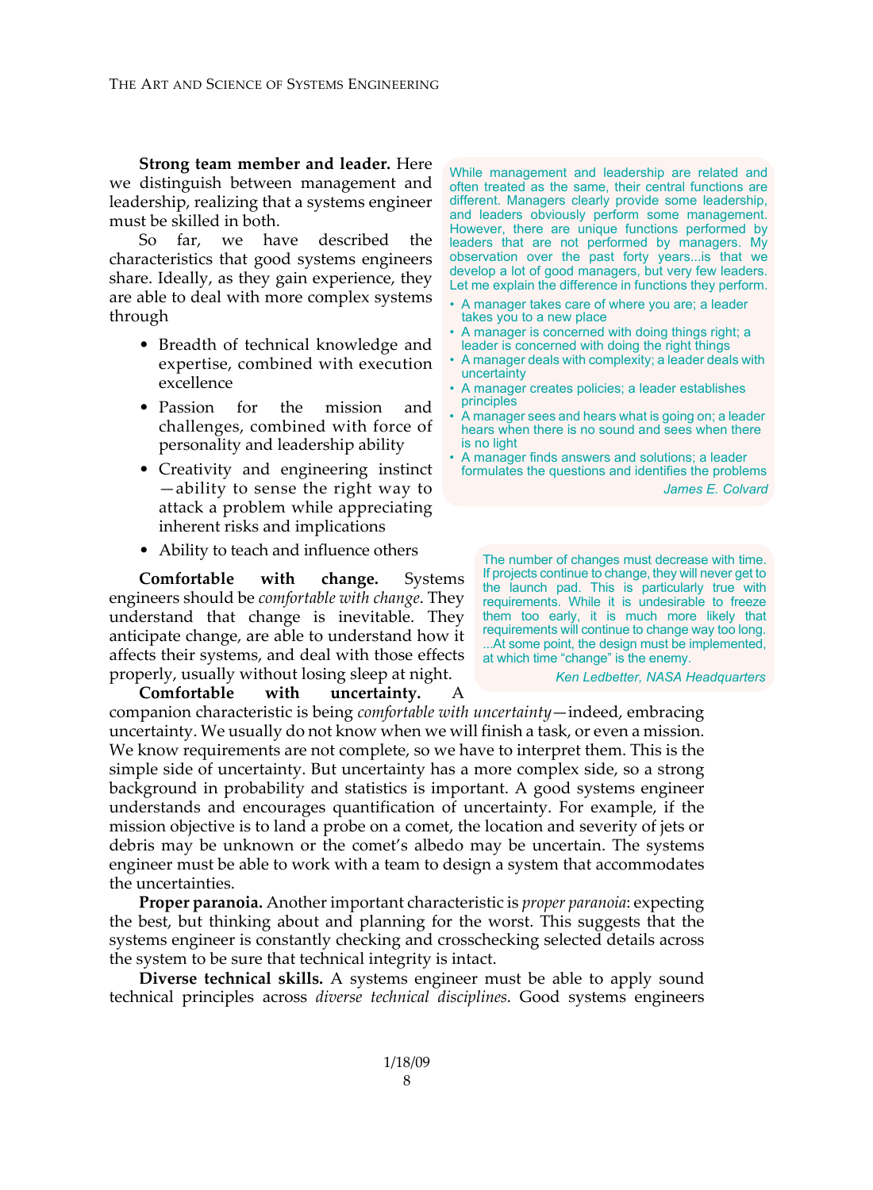**Strong team member and leader.** Here we distinguish between management and leadership, realizing that a systems engineer must be skilled in both.

> While management and leadership are related and often treated as the same, their central functions are different. Managers clearly provide some leadership, and leaders obviously perform some management. However, there are unique functions performed by leaders that are not performed by managers. My observation over the past forty years...is that we develop a lot of good managers, but very few leaders. Let me explain the difference in functions they perform.
>
> - A manager takes care of where you are; a leader takes you to a new place
> - A manager is concerned with doing things right; a leader is concerned with doing the right things
> - A manager deals with complexity; a leader deals with uncertainty
> - A manager creates policies; a leader establishes principles
> - A manager sees and hears what is going on; a leader hears when there is no sound and sees when there is no light
> - A manager finds answers and solutions; a leader formulates the questions and identifies the problems
>
> *James E. Colvard*

So far, we have described the characteristics that good systems engineers share. Ideally, as they gain experience, they are able to deal with more complex systems through

- Breadth of technical knowledge and expertise, combined with execution excellence
- Passion for the mission and challenges, combined with force of personality and leadership ability
- Creativity and engineering instinct—ability to sense the right way to attack a problem while appreciating inherent risks and implications
- Ability to teach and influence others

**Comfortable with change.** Systems engineers should be *comfortable with change*. They understand that change is inevitable. They anticipate change, are able to understand how it affects their systems, and deal with those effects properly, usually without losing sleep at night.

> The number of changes must decrease with time. If projects continue to change, they will never get to the launch pad. This is particularly true with requirements. While it is undesirable to freeze them too early, it is much more likely that requirements will continue to change way too long. ...At some point, the design must be implemented, at which time "change" is the enemy.
>
> *Ken Ledbetter, NASA Headquarters*

**Comfortable with uncertainty.** A companion characteristic is being *comfortable with uncertainty*—indeed, embracing uncertainty. We usually do not know when we will finish a task, or even a mission. We know requirements are not complete, so we have to interpret them. This is the simple side of uncertainty. But uncertainty has a more complex side, so a strong background in probability and statistics is important. A good systems engineer understands and encourages quantification of uncertainty. For example, if the mission objective is to land a probe on a comet, the location and severity of jets or debris may be unknown or the comet's albedo may be uncertain. The systems engineer must be able to work with a team to design a system that accommodates the uncertainties.

**Proper paranoia.** Another important characteristic is *proper paranoia*: expecting the best, but thinking about and planning for the worst. This suggests that the systems engineer is constantly checking and crosschecking selected details across the system to be sure that technical integrity is intact.

**Diverse technical skills.** A systems engineer must be able to apply sound technical principles across *diverse technical disciplines*. Good systems engineers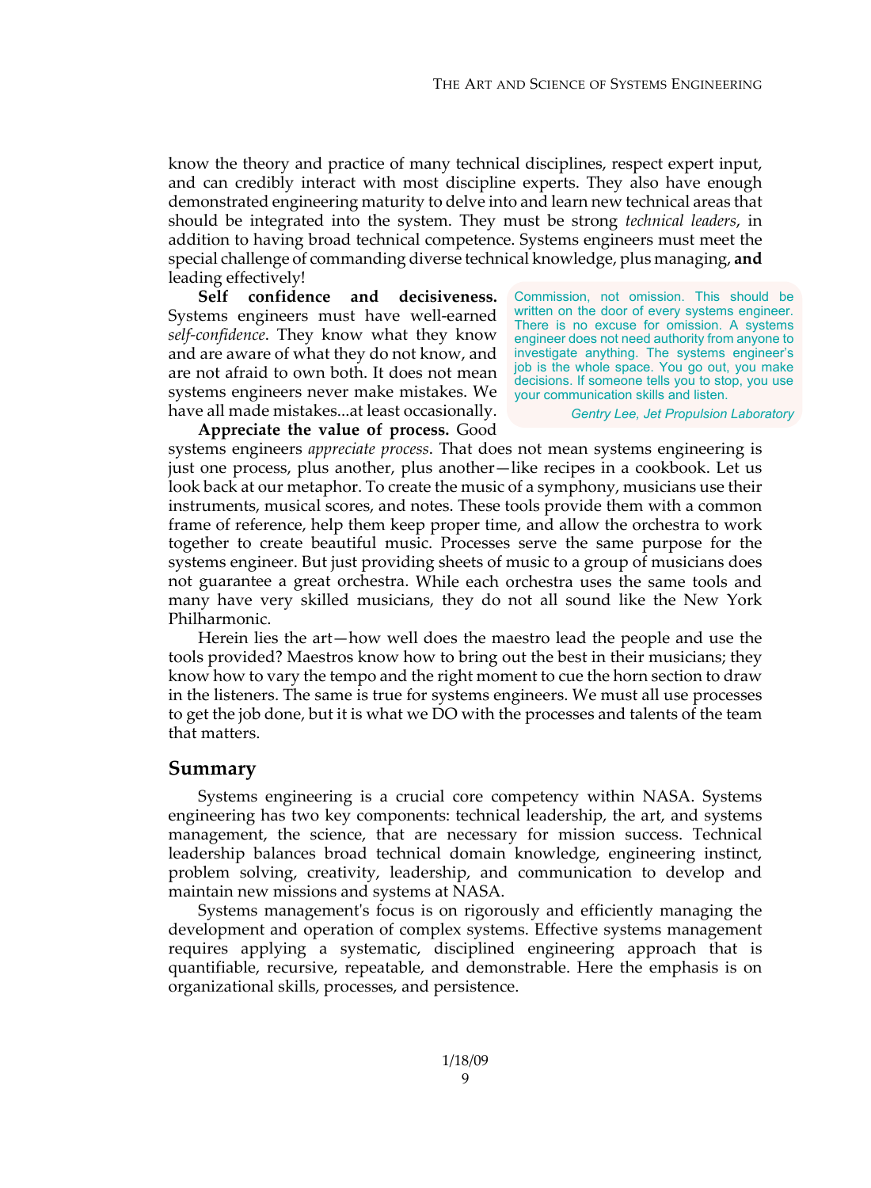know the theory and practice of many technical disciplines, respect expert input, and can credibly interact with most discipline experts. They also have enough demonstrated engineering maturity to delve into and learn new technical areas that should be integrated into the system. They must be strong *technical leaders*, in addition to having broad technical competence. Systems engineers must meet the special challenge of commanding diverse technical knowledge, plus managing, **and** leading effectively!

**Self confidence and decisiveness.** Systems engineers must have well-earned *self-confidence*. They know what they know and are aware of what they do not know, and are not afraid to own both. It does not mean systems engineers never make mistakes. We have all made mistakes...at least occasionally.

> Commission, not omission. This should be written on the door of every systems engineer. There is no excuse for omission. A systems engineer does not need authority from anyone to investigate anything. The systems engineer's job is the whole space. You go out, you make decisions. If someone tells you to stop, you use your communication skills and listen.
>
> *Gentry Lee, Jet Propulsion Laboratory*

**Appreciate the value of process.** Good systems engineers *appreciate process*. That does not mean systems engineering is just one process, plus another, plus another—like recipes in a cookbook. Let us look back at our metaphor. To create the music of a symphony, musicians use their instruments, musical scores, and notes. These tools provide them with a common frame of reference, help them keep proper time, and allow the orchestra to work together to create beautiful music. Processes serve the same purpose for the systems engineer. But just providing sheets of music to a group of musicians does not guarantee a great orchestra. While each orchestra uses the same tools and many have very skilled musicians, they do not all sound like the New York Philharmonic.

Herein lies the art—how well does the maestro lead the people and use the tools provided? Maestros know how to bring out the best in their musicians; they know how to vary the tempo and the right moment to cue the horn section to draw in the listeners. The same is true for systems engineers. We must all use processes to get the job done, but it is what we DO with the processes and talents of the team that matters.

## Summary

Systems engineering is a crucial core competency within NASA. Systems engineering has two key components: technical leadership, the art, and systems management, the science, that are necessary for mission success. Technical leadership balances broad technical domain knowledge, engineering instinct, problem solving, creativity, leadership, and communication to develop and maintain new missions and systems at NASA.

Systems management's focus is on rigorously and efficiently managing the development and operation of complex systems. Effective systems management requires applying a systematic, disciplined engineering approach that is quantifiable, recursive, repeatable, and demonstrable. Here the emphasis is on organizational skills, processes, and persistence.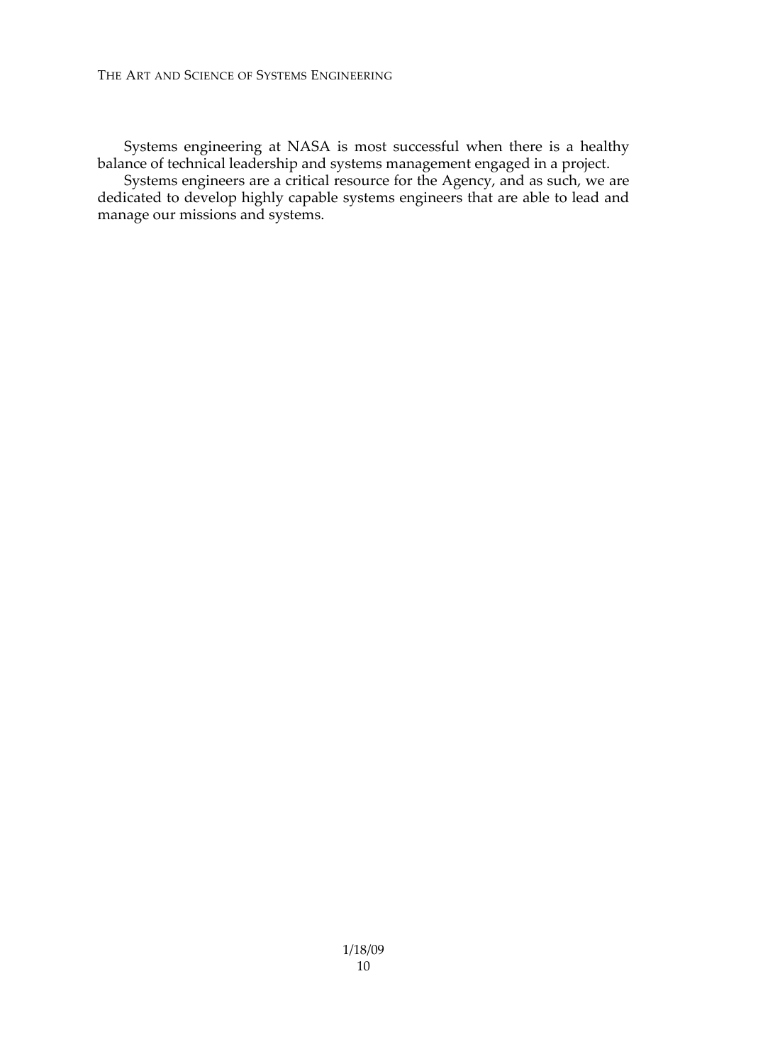Systems engineering at NASA is most successful when there is a healthy balance of technical leadership and systems management engaged in a project.

Systems engineers are a critical resource for the Agency, and as such, we are dedicated to develop highly capable systems engineers that are able to lead and manage our missions and systems.